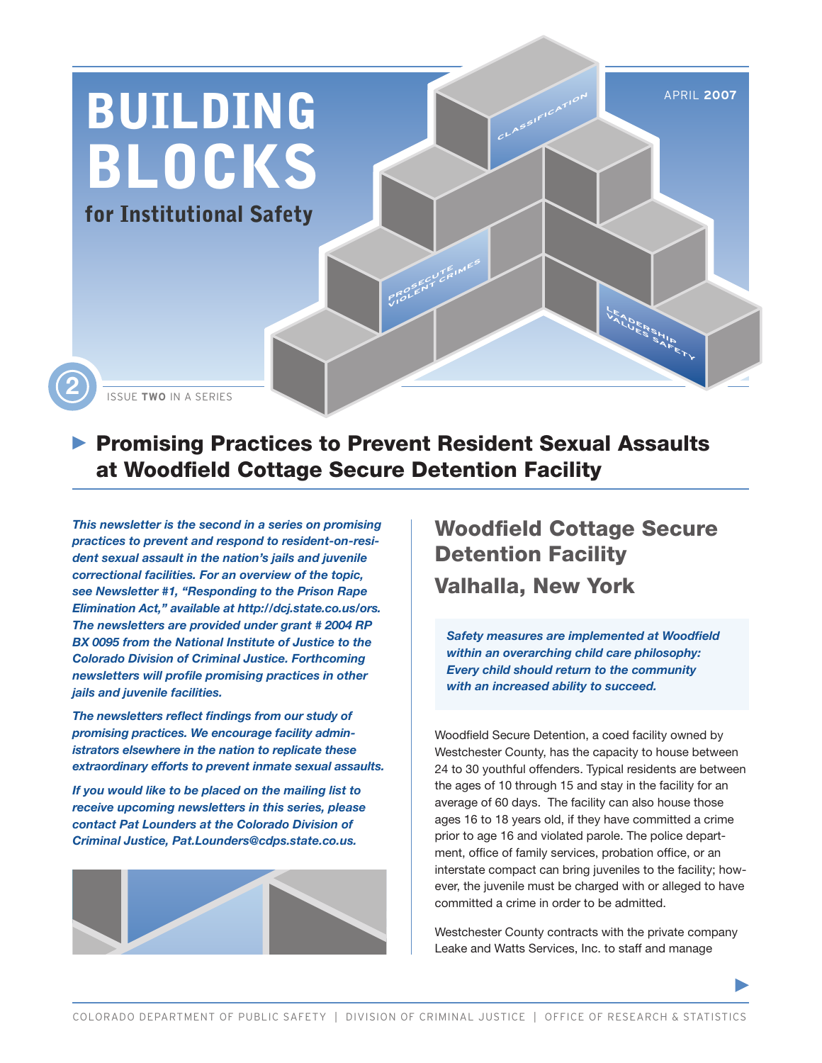# BUILDING BLOCKS

**for Institutional Safety**

APRIL **2007**

ISSUE **TWO** IN A SERIES

## Promising Practices to Prevent Resident Sexual Assaults at Woodfield Cottage Secure Detention Facility

***This newsletter is the second in a series on promising practices to prevent and respond to resident-on-resident sexual assault in the nation's jails and juvenile correctional facilities. For an overview of the topic, see Newsletter #1, "Responding to the Prison Rape Elimination Act," available at http://dcj.state.co.us/ors. The newsletters are provided under grant # 2004 RP BX 0095 from the National Institute of Justice to the Colorado Division of Criminal Justice. Forthcoming newsletters will profile promising practices in other jails and juvenile facilities.***

***The newsletters reflect findings from our study of promising practices. We encourage facility administrators elsewhere in the nation to replicate these extraordinary efforts to prevent inmate sexual assaults.***

***If you would like to be placed on the mailing list to receive upcoming newsletters in this series, please contact Pat Lounders at the Colorado Division of Criminal Justice, Pat.Lounders@cdps.state.co.us.***

## Woodfield Cottage Secure Detention Facility

## Valhalla, New York

***Safety measures are implemented at Woodfield within an overarching child care philosophy: Every child should return to the community with an increased ability to succeed.***

Woodfield Secure Detention, a coed facility owned by Westchester County, has the capacity to house between 24 to 30 youthful offenders. Typical residents are between the ages of 10 through 15 and stay in the facility for an average of 60 days. The facility can also house those ages 16 to 18 years old, if they have committed a crime prior to age 16 and violated parole. The police department, office of family services, probation office, or an interstate compact can bring juveniles to the facility; however, the juvenile must be charged with or alleged to have committed a crime in order to be admitted.

Westchester County contracts with the private company Leake and Watts Services, Inc. to staff and manage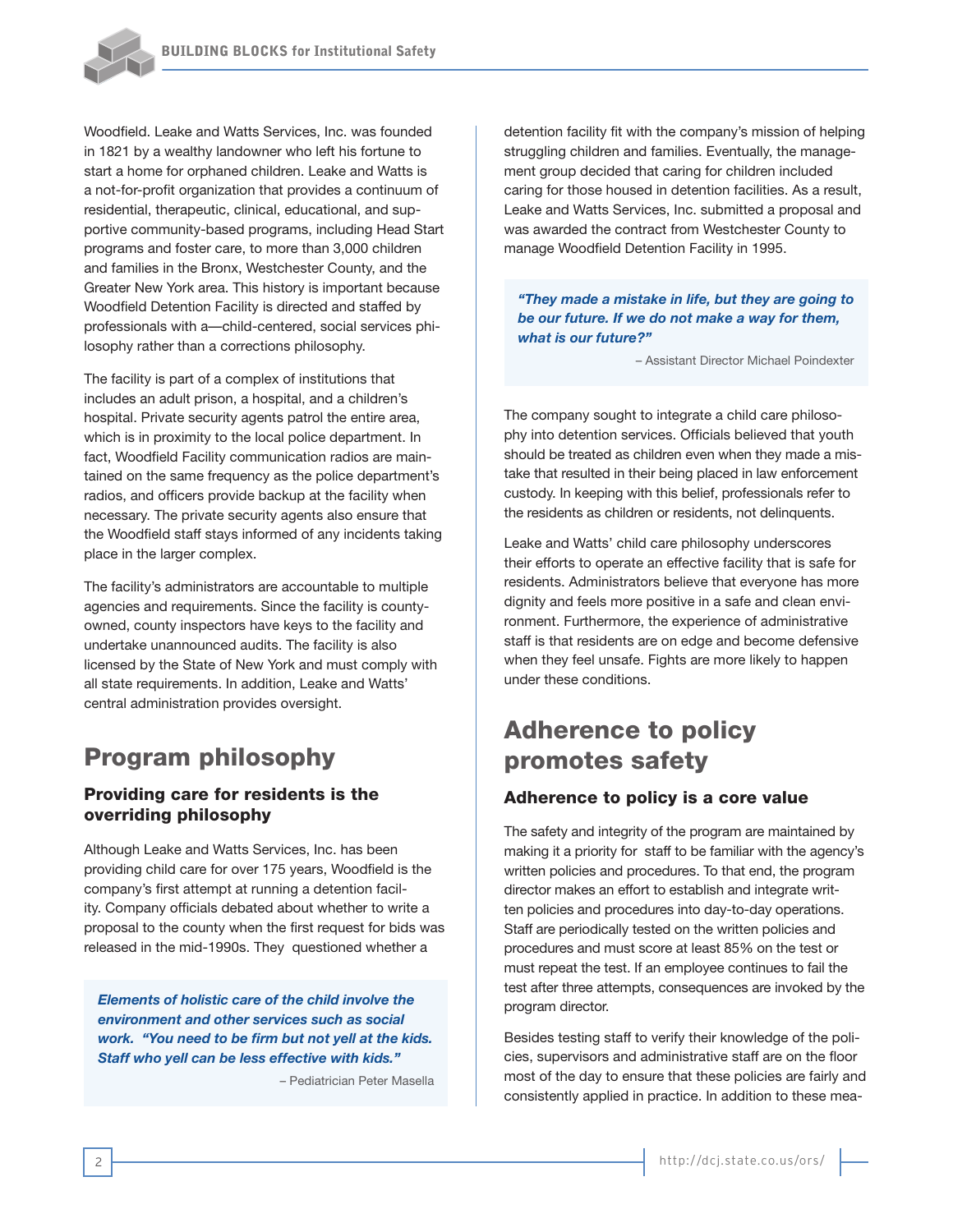Woodfield. Leake and Watts Services, Inc. was founded in 1821 by a wealthy landowner who left his fortune to start a home for orphaned children. Leake and Watts is a not-for-profit organization that provides a continuum of residential, therapeutic, clinical, educational, and supportive community-based programs, including Head Start programs and foster care, to more than 3,000 children and families in the Bronx, Westchester County, and the Greater New York area. This history is important because Woodfield Detention Facility is directed and staffed by professionals with a—child-centered, social services philosophy rather than a corrections philosophy.

The facility is part of a complex of institutions that includes an adult prison, a hospital, and a children's hospital. Private security agents patrol the entire area, which is in proximity to the local police department. In fact, Woodfield Facility communication radios are maintained on the same frequency as the police department's radios, and officers provide backup at the facility when necessary. The private security agents also ensure that the Woodfield staff stays informed of any incidents taking place in the larger complex.

The facility's administrators are accountable to multiple agencies and requirements. Since the facility is county-owned, county inspectors have keys to the facility and undertake unannounced audits. The facility is also licensed by the State of New York and must comply with all state requirements. In addition, Leake and Watts' central administration provides oversight.

## Program philosophy

### Providing care for residents is the overriding philosophy

Although Leake and Watts Services, Inc. has been providing child care for over 175 years, Woodfield is the company's first attempt at running a detention facility. Company officials debated about whether to write a proposal to the county when the first request for bids was released in the mid-1990s. They questioned whether a detention facility fit with the company's mission of helping struggling children and families. Eventually, the management group decided that caring for children included caring for those housed in detention facilities. As a result, Leake and Watts Services, Inc. submitted a proposal and was awarded the contract from Westchester County to manage Woodfield Detention Facility in 1995.

> ***Elements of holistic care of the child involve the environment and other services such as social work. "You need to be firm but not yell at the kids. Staff who yell can be less effective with kids."***
>
> – Pediatrician Peter Masella

> ***"They made a mistake in life, but they are going to be our future. If we do not make a way for them, what is our future?"***
>
> – Assistant Director Michael Poindexter

The company sought to integrate a child care philosophy into detention services. Officials believed that youth should be treated as children even when they made a mistake that resulted in their being placed in law enforcement custody. In keeping with this belief, professionals refer to the residents as children or residents, not delinquents.

Leake and Watts' child care philosophy underscores their efforts to operate an effective facility that is safe for residents. Administrators believe that everyone has more dignity and feels more positive in a safe and clean environment. Furthermore, the experience of administrative staff is that residents are on edge and become defensive when they feel unsafe. Fights are more likely to happen under these conditions.

## Adherence to policy promotes safety

### Adherence to policy is a core value

The safety and integrity of the program are maintained by making it a priority for staff to be familiar with the agency's written policies and procedures. To that end, the program director makes an effort to establish and integrate written policies and procedures into day-to-day operations. Staff are periodically tested on the written policies and procedures and must score at least 85% on the test or must repeat the test. If an employee continues to fail the test after three attempts, consequences are invoked by the program director.

Besides testing staff to verify their knowledge of the policies, supervisors and administrative staff are on the floor most of the day to ensure that these policies are fairly and consistently applied in practice. In addition to these mea-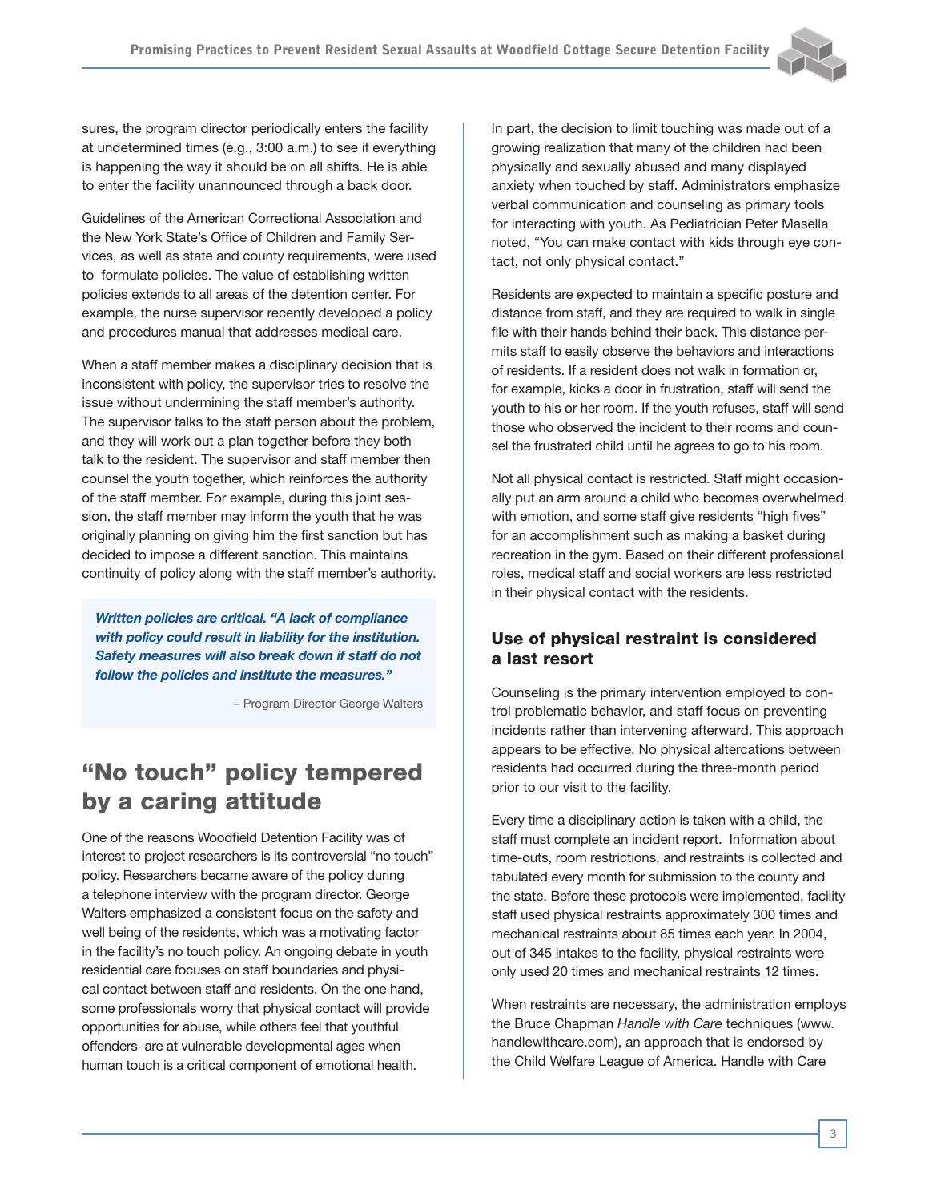sures, the program director periodically enters the facility at undetermined times (e.g., 3:00 a.m.) to see if everything is happening the way it should be on all shifts. He is able to enter the facility unannounced through a back door.

Guidelines of the American Correctional Association and the New York State's Office of Children and Family Services, as well as state and county requirements, were used to formulate policies. The value of establishing written policies extends to all areas of the detention center. For example, the nurse supervisor recently developed a policy and procedures manual that addresses medical care.

When a staff member makes a disciplinary decision that is inconsistent with policy, the supervisor tries to resolve the issue without undermining the staff member's authority. The supervisor talks to the staff person about the problem, and they will work out a plan together before they both talk to the resident. The supervisor and staff member then counsel the youth together, which reinforces the authority of the staff member. For example, during this joint session, the staff member may inform the youth that he was originally planning on giving him the first sanction but has decided to impose a different sanction. This maintains continuity of policy along with the staff member's authority.

> ***Written policies are critical. "A lack of compliance with policy could result in liability for the institution. Safety measures will also break down if staff do not follow the policies and institute the measures."***
>
> – Program Director George Walters

## "No touch" policy tempered by a caring attitude

One of the reasons Woodfield Detention Facility was of interest to project researchers is its controversial "no touch" policy. Researchers became aware of the policy during a telephone interview with the program director. George Walters emphasized a consistent focus on the safety and well being of the residents, which was a motivating factor in the facility's no touch policy. An ongoing debate in youth residential care focuses on staff boundaries and physical contact between staff and residents. On the one hand, some professionals worry that physical contact will provide opportunities for abuse, while others feel that youthful offenders are at vulnerable developmental ages when human touch is a critical component of emotional health.

In part, the decision to limit touching was made out of a growing realization that many of the children had been physically and sexually abused and many displayed anxiety when touched by staff. Administrators emphasize verbal communication and counseling as primary tools for interacting with youth. As Pediatrician Peter Masella noted, "You can make contact with kids through eye contact, not only physical contact."

Residents are expected to maintain a specific posture and distance from staff, and they are required to walk in single file with their hands behind their back. This distance permits staff to easily observe the behaviors and interactions of residents. If a resident does not walk in formation or, for example, kicks a door in frustration, staff will send the youth to his or her room. If the youth refuses, staff will send those who observed the incident to their rooms and counsel the frustrated child until he agrees to go to his room.

Not all physical contact is restricted. Staff might occasionally put an arm around a child who becomes overwhelmed with emotion, and some staff give residents "high fives" for an accomplishment such as making a basket during recreation in the gym. Based on their different professional roles, medical staff and social workers are less restricted in their physical contact with the residents.

### Use of physical restraint is considered a last resort

Counseling is the primary intervention employed to control problematic behavior, and staff focus on preventing incidents rather than intervening afterward. This approach appears to be effective. No physical altercations between residents had occurred during the three-month period prior to our visit to the facility.

Every time a disciplinary action is taken with a child, the staff must complete an incident report. Information about time-outs, room restrictions, and restraints is collected and tabulated every month for submission to the county and the state. Before these protocols were implemented, facility staff used physical restraints approximately 300 times and mechanical restraints about 85 times each year. In 2004, out of 345 intakes to the facility, physical restraints were only used 20 times and mechanical restraints 12 times.

When restraints are necessary, the administration employs the Bruce Chapman *Handle with Care* techniques (www.handlewithcare.com), an approach that is endorsed by the Child Welfare League of America. Handle with Care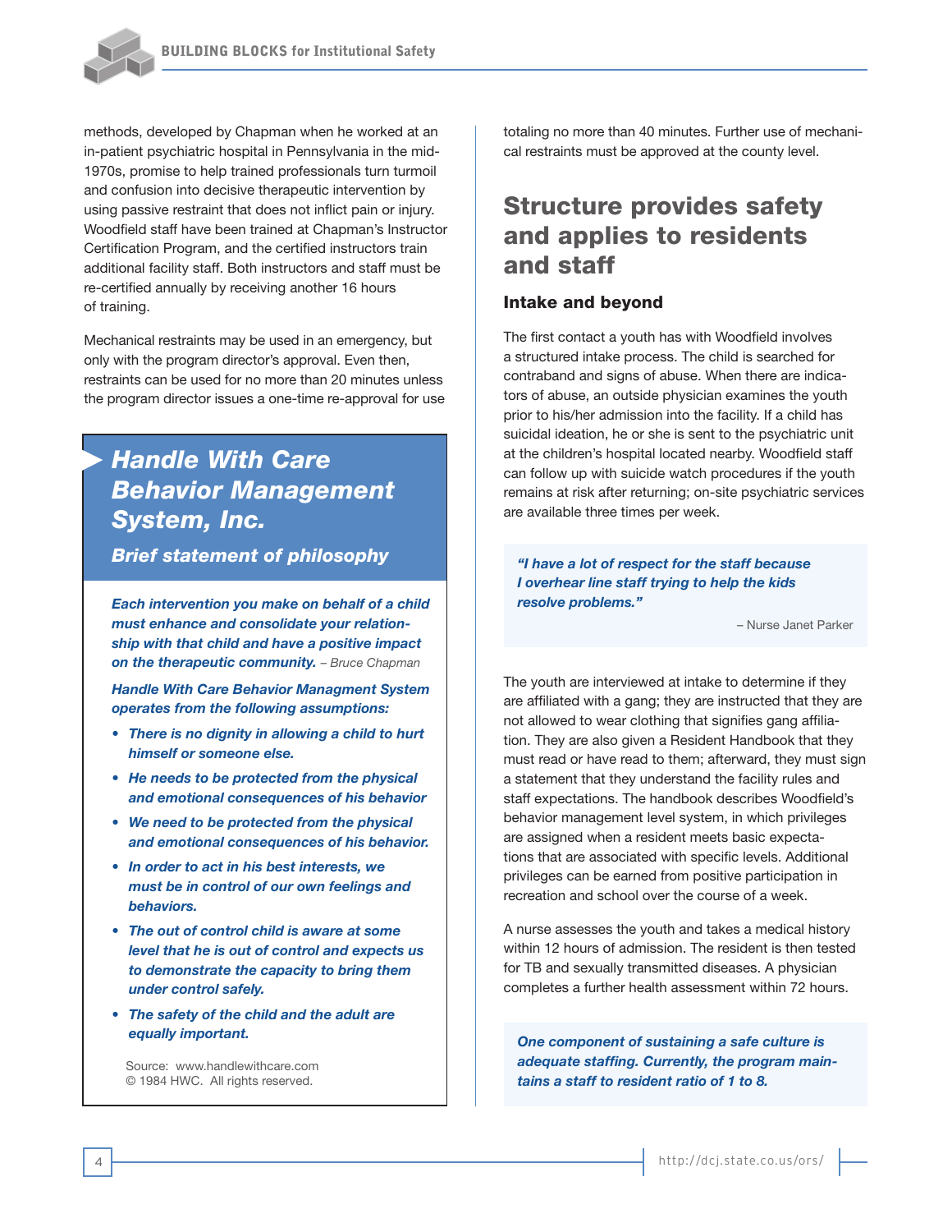methods, developed by Chapman when he worked at an in-patient psychiatric hospital in Pennsylvania in the mid-1970s, promise to help trained professionals turn turmoil and confusion into decisive therapeutic intervention by using passive restraint that does not inflict pain or injury. Woodfield staff have been trained at Chapman's Instructor Certification Program, and the certified instructors train additional facility staff. Both instructors and staff must be re-certified annually by receiving another 16 hours of training.

Mechanical restraints may be used in an emergency, but only with the program director's approval. Even then, restraints can be used for no more than 20 minutes unless the program director issues a one-time re-approval for use totaling no more than 40 minutes. Further use of mechanical restraints must be approved at the county level.

> ### *Handle With Care Behavior Management System, Inc.*
>
> ***Brief statement of philosophy***
>
> ***Each intervention you make on behalf of a child must enhance and consolidate your relationship with that child and have a positive impact on the therapeutic community.*** *– Bruce Chapman*
>
> ***Handle With Care Behavior Managment System operates from the following assumptions:***
>
> - ***There is no dignity in allowing a child to hurt himself or someone else.***
> - ***He needs to be protected from the physical and emotional consequences of his behavior***
> - ***We need to be protected from the physical and emotional consequences of his behavior.***
> - ***In order to act in his best interests, we must be in control of our own feelings and behaviors.***
> - ***The out of control child is aware at some level that he is out of control and expects us to demonstrate the capacity to bring them under control safely.***
> - ***The safety of the child and the adult are equally important.***
>
> Source: www.handlewithcare.com
> © 1984 HWC. All rights reserved.

## Structure provides safety and applies to residents and staff

### Intake and beyond

The first contact a youth has with Woodfield involves a structured intake process. The child is searched for contraband and signs of abuse. When there are indicators of abuse, an outside physician examines the youth prior to his/her admission into the facility. If a child has suicidal ideation, he or she is sent to the psychiatric unit at the children's hospital located nearby. Woodfield staff can follow up with suicide watch procedures if the youth remains at risk after returning; on-site psychiatric services are available three times per week.

> ***"I have a lot of respect for the staff because I overhear line staff trying to help the kids resolve problems."***
>
> – Nurse Janet Parker

The youth are interviewed at intake to determine if they are affiliated with a gang; they are instructed that they are not allowed to wear clothing that signifies gang affiliation. They are also given a Resident Handbook that they must read or have read to them; afterward, they must sign a statement that they understand the facility rules and staff expectations. The handbook describes Woodfield's behavior management level system, in which privileges are assigned when a resident meets basic expectations that are associated with specific levels. Additional privileges can be earned from positive participation in recreation and school over the course of a week.

A nurse assesses the youth and takes a medical history within 12 hours of admission. The resident is then tested for TB and sexually transmitted diseases. A physician completes a further health assessment within 72 hours.

> ***One component of sustaining a safe culture is adequate staffing. Currently, the program maintains a staff to resident ratio of 1 to 8.***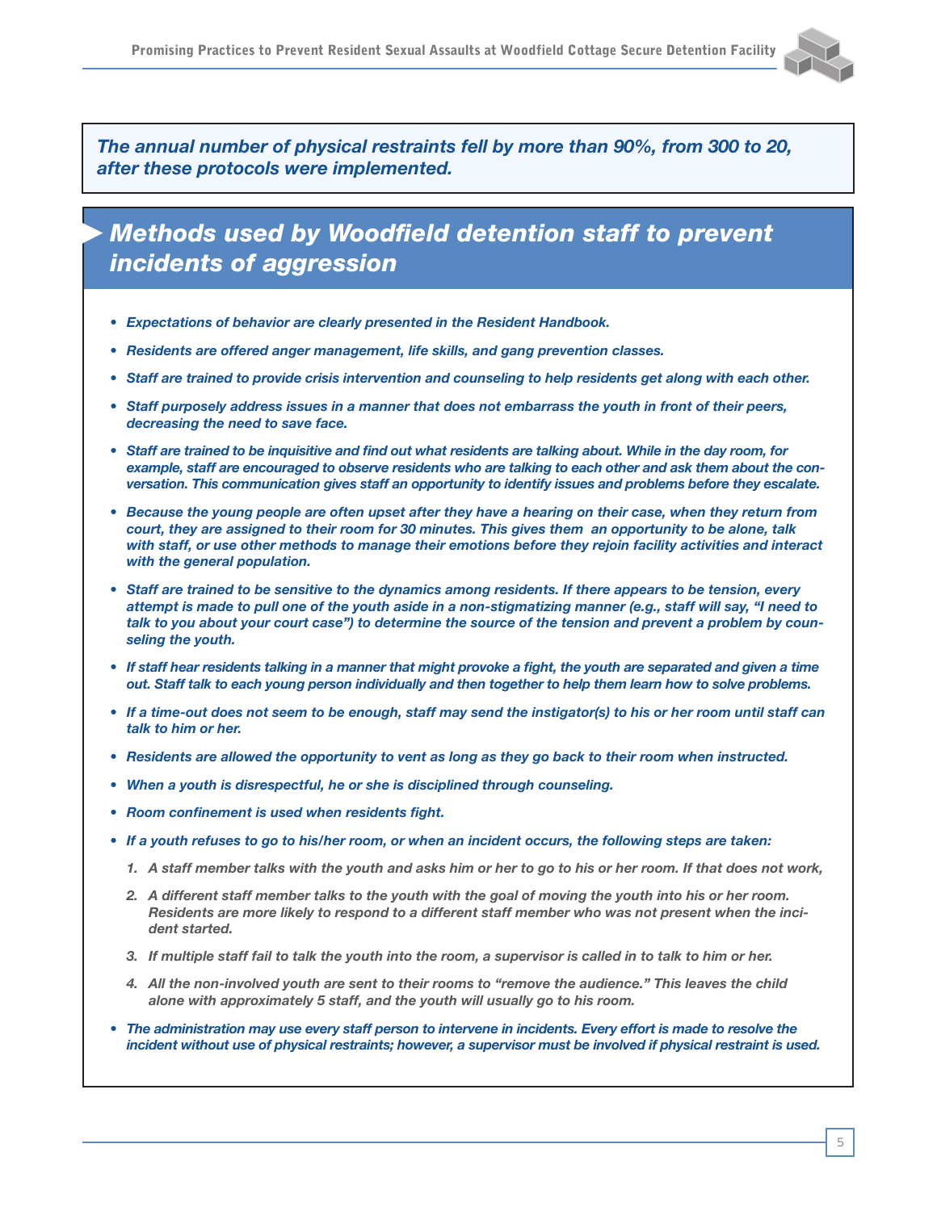*The annual number of physical restraints fell by more than 90%, from 300 to 20, after these protocols were implemented.*

## *Methods used by Woodfield detention staff to prevent incidents of aggression*

- *Expectations of behavior are clearly presented in the Resident Handbook.*
- *Residents are offered anger management, life skills, and gang prevention classes.*
- *Staff are trained to provide crisis intervention and counseling to help residents get along with each other.*
- *Staff purposely address issues in a manner that does not embarrass the youth in front of their peers, decreasing the need to save face.*
- *Staff are trained to be inquisitive and find out what residents are talking about. While in the day room, for example, staff are encouraged to observe residents who are talking to each other and ask them about the conversation. This communication gives staff an opportunity to identify issues and problems before they escalate.*
- *Because the young people are often upset after they have a hearing on their case, when they return from court, they are assigned to their room for 30 minutes. This gives them an opportunity to be alone, talk with staff, or use other methods to manage their emotions before they rejoin facility activities and interact with the general population.*
- *Staff are trained to be sensitive to the dynamics among residents. If there appears to be tension, every attempt is made to pull one of the youth aside in a non-stigmatizing manner (e.g., staff will say, "I need to talk to you about your court case") to determine the source of the tension and prevent a problem by counseling the youth.*
- *If staff hear residents talking in a manner that might provoke a fight, the youth are separated and given a time out. Staff talk to each young person individually and then together to help them learn how to solve problems.*
- *If a time-out does not seem to be enough, staff may send the instigator(s) to his or her room until staff can talk to him or her.*
- *Residents are allowed the opportunity to vent as long as they go back to their room when instructed.*
- *When a youth is disrespectful, he or she is disciplined through counseling.*
- *Room confinement is used when residents fight.*
- *If a youth refuses to go to his/her room, or when an incident occurs, the following steps are taken:*
  1. *A staff member talks with the youth and asks him or her to go to his or her room. If that does not work,*
  2. *A different staff member talks to the youth with the goal of moving the youth into his or her room. Residents are more likely to respond to a different staff member who was not present when the incident started.*
  3. *If multiple staff fail to talk the youth into the room, a supervisor is called in to talk to him or her.*
  4. *All the non-involved youth are sent to their rooms to "remove the audience." This leaves the child alone with approximately 5 staff, and the youth will usually go to his room.*
- *The administration may use every staff person to intervene in incidents. Every effort is made to resolve the incident without use of physical restraints; however, a supervisor must be involved if physical restraint is used.*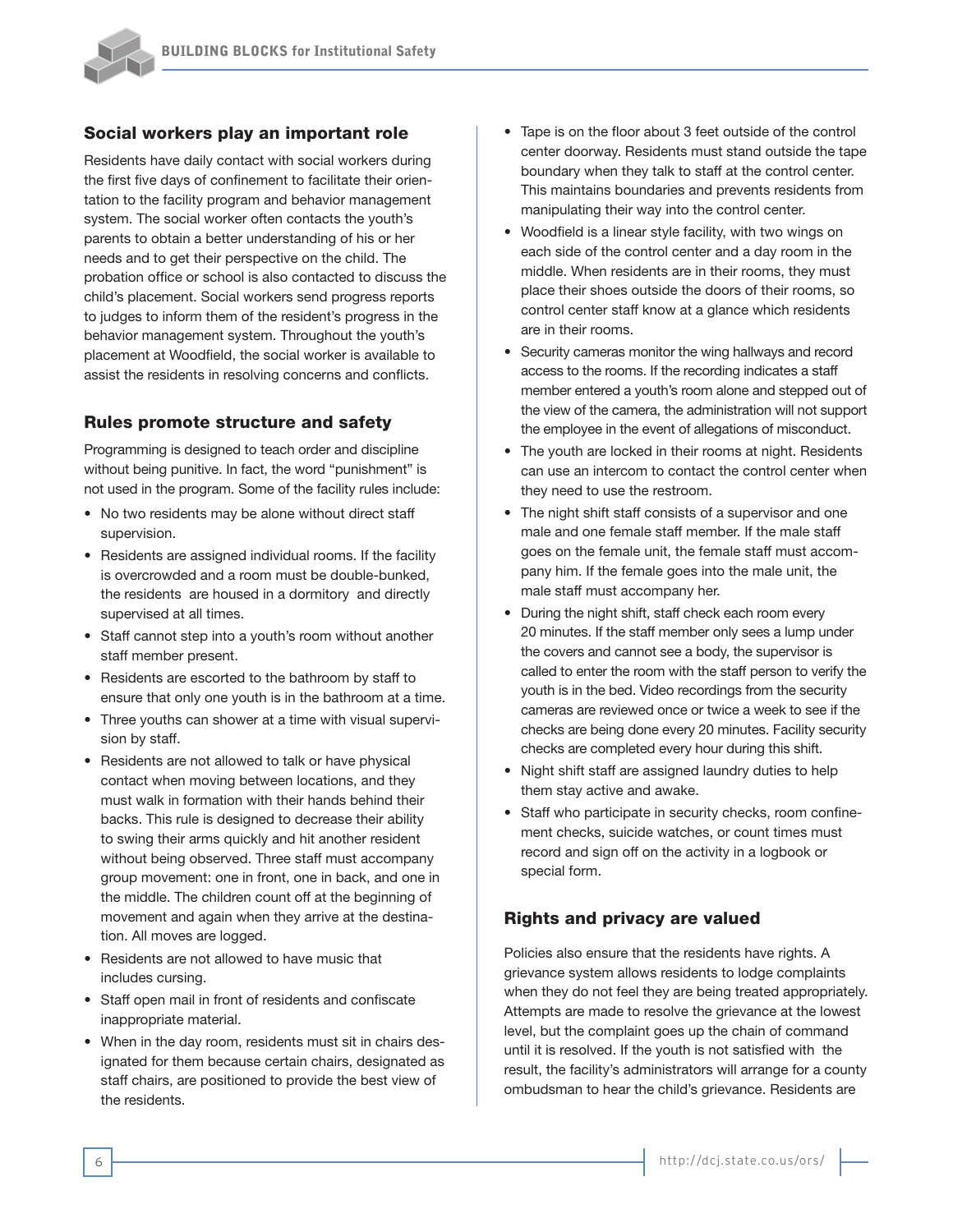## Social workers play an important role

Residents have daily contact with social workers during the first five days of confinement to facilitate their orientation to the facility program and behavior management system. The social worker often contacts the youth's parents to obtain a better understanding of his or her needs and to get their perspective on the child. The probation office or school is also contacted to discuss the child's placement. Social workers send progress reports to judges to inform them of the resident's progress in the behavior management system. Throughout the youth's placement at Woodfield, the social worker is available to assist the residents in resolving concerns and conflicts.

## Rules promote structure and safety

Programming is designed to teach order and discipline without being punitive. In fact, the word "punishment" is not used in the program. Some of the facility rules include:

- No two residents may be alone without direct staff supervision.
- Residents are assigned individual rooms. If the facility is overcrowded and a room must be double-bunked, the residents are housed in a dormitory and directly supervised at all times.
- Staff cannot step into a youth's room without another staff member present.
- Residents are escorted to the bathroom by staff to ensure that only one youth is in the bathroom at a time.
- Three youths can shower at a time with visual supervision by staff.
- Residents are not allowed to talk or have physical contact when moving between locations, and they must walk in formation with their hands behind their backs. This rule is designed to decrease their ability to swing their arms quickly and hit another resident without being observed. Three staff must accompany group movement: one in front, one in back, and one in the middle. The children count off at the beginning of movement and again when they arrive at the destination. All moves are logged.
- Residents are not allowed to have music that includes cursing.
- Staff open mail in front of residents and confiscate inappropriate material.
- When in the day room, residents must sit in chairs designated for them because certain chairs, designated as staff chairs, are positioned to provide the best view of the residents.
- Tape is on the floor about 3 feet outside of the control center doorway. Residents must stand outside the tape boundary when they talk to staff at the control center. This maintains boundaries and prevents residents from manipulating their way into the control center.
- Woodfield is a linear style facility, with two wings on each side of the control center and a day room in the middle. When residents are in their rooms, they must place their shoes outside the doors of their rooms, so control center staff know at a glance which residents are in their rooms.
- Security cameras monitor the wing hallways and record access to the rooms. If the recording indicates a staff member entered a youth's room alone and stepped out of the view of the camera, the administration will not support the employee in the event of allegations of misconduct.
- The youth are locked in their rooms at night. Residents can use an intercom to contact the control center when they need to use the restroom.
- The night shift staff consists of a supervisor and one male and one female staff member. If the male staff goes on the female unit, the female staff must accompany him. If the female goes into the male unit, the male staff must accompany her.
- During the night shift, staff check each room every 20 minutes. If the staff member only sees a lump under the covers and cannot see a body, the supervisor is called to enter the room with the staff person to verify the youth is in the bed. Video recordings from the security cameras are reviewed once or twice a week to see if the checks are being done every 20 minutes. Facility security checks are completed every hour during this shift.
- Night shift staff are assigned laundry duties to help them stay active and awake.
- Staff who participate in security checks, room confinement checks, suicide watches, or count times must record and sign off on the activity in a logbook or special form.

## Rights and privacy are valued

Policies also ensure that the residents have rights. A grievance system allows residents to lodge complaints when they do not feel they are being treated appropriately. Attempts are made to resolve the grievance at the lowest level, but the complaint goes up the chain of command until it is resolved. If the youth is not satisfied with the result, the facility's administrators will arrange for a county ombudsman to hear the child's grievance. Residents are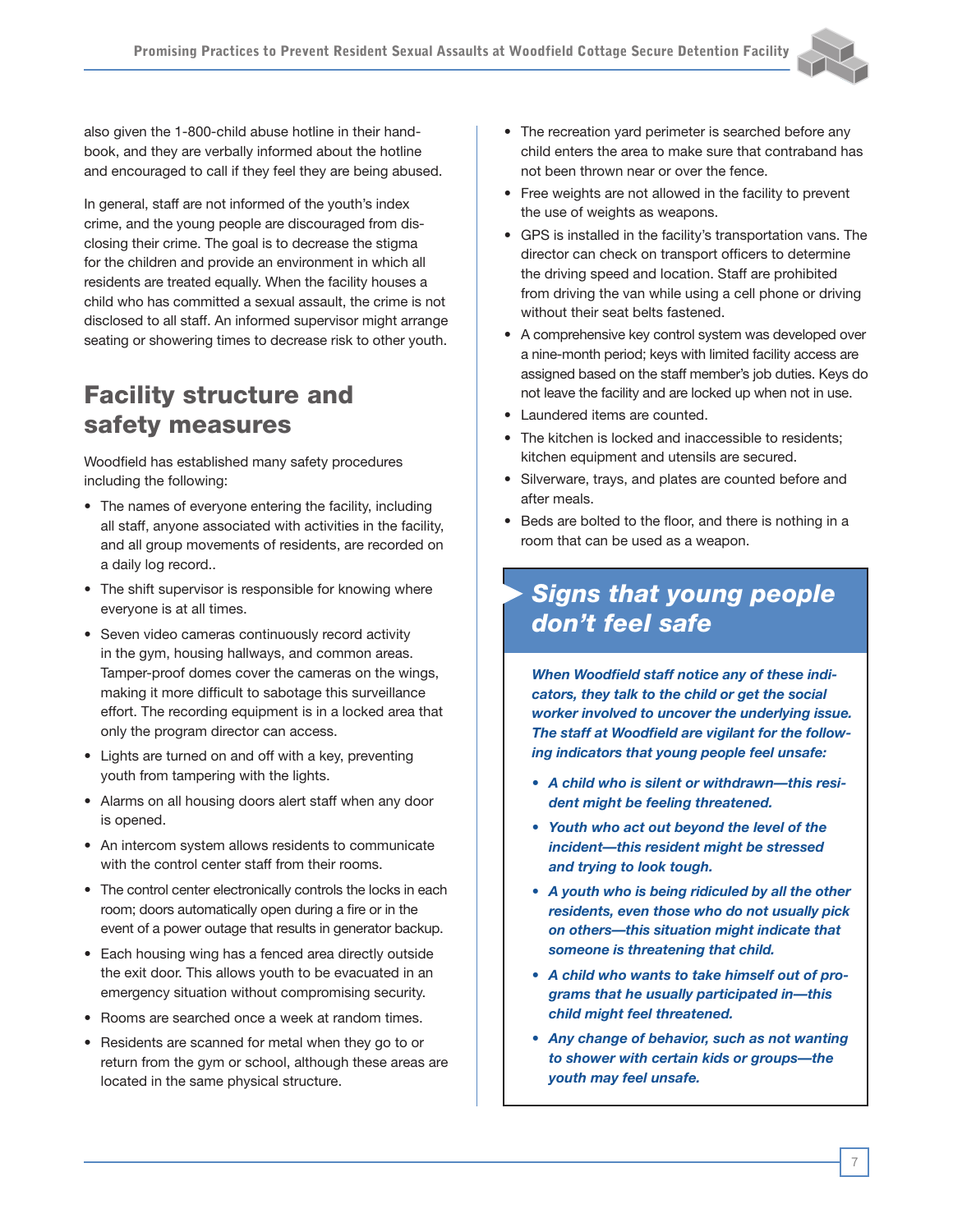also given the 1-800-child abuse hotline in their handbook, and they are verbally informed about the hotline and encouraged to call if they feel they are being abused.

In general, staff are not informed of the youth's index crime, and the young people are discouraged from disclosing their crime. The goal is to decrease the stigma for the children and provide an environment in which all residents are treated equally. When the facility houses a child who has committed a sexual assault, the crime is not disclosed to all staff. An informed supervisor might arrange seating or showering times to decrease risk to other youth.

## Facility structure and safety measures

Woodfield has established many safety procedures including the following:

- The names of everyone entering the facility, including all staff, anyone associated with activities in the facility, and all group movements of residents, are recorded on a daily log record..
- The shift supervisor is responsible for knowing where everyone is at all times.
- Seven video cameras continuously record activity in the gym, housing hallways, and common areas. Tamper-proof domes cover the cameras on the wings, making it more difficult to sabotage this surveillance effort. The recording equipment is in a locked area that only the program director can access.
- Lights are turned on and off with a key, preventing youth from tampering with the lights.
- Alarms on all housing doors alert staff when any door is opened.
- An intercom system allows residents to communicate with the control center staff from their rooms.
- The control center electronically controls the locks in each room; doors automatically open during a fire or in the event of a power outage that results in generator backup.
- Each housing wing has a fenced area directly outside the exit door. This allows youth to be evacuated in an emergency situation without compromising security.
- Rooms are searched once a week at random times.
- Residents are scanned for metal when they go to or return from the gym or school, although these areas are located in the same physical structure.
- The recreation yard perimeter is searched before any child enters the area to make sure that contraband has not been thrown near or over the fence.
- Free weights are not allowed in the facility to prevent the use of weights as weapons.
- GPS is installed in the facility's transportation vans. The director can check on transport officers to determine the driving speed and location. Staff are prohibited from driving the van while using a cell phone or driving without their seat belts fastened.
- A comprehensive key control system was developed over a nine-month period; keys with limited facility access are assigned based on the staff member's job duties. Keys do not leave the facility and are locked up when not in use.
- Laundered items are counted.
- The kitchen is locked and inaccessible to residents; kitchen equipment and utensils are secured.
- Silverware, trays, and plates are counted before and after meals.
- Beds are bolted to the floor, and there is nothing in a room that can be used as a weapon.

### *Signs that young people don't feel safe*

***When Woodfield staff notice any of these indicators, they talk to the child or get the social worker involved to uncover the underlying issue. The staff at Woodfield are vigilant for the following indicators that young people feel unsafe:***

- ***A child who is silent or withdrawn—this resident might be feeling threatened.***
- ***Youth who act out beyond the level of the incident—this resident might be stressed and trying to look tough.***
- ***A youth who is being ridiculed by all the other residents, even those who do not usually pick on others—this situation might indicate that someone is threatening that child.***
- ***A child who wants to take himself out of programs that he usually participated in—this child might feel threatened.***
- ***Any change of behavior, such as not wanting to shower with certain kids or groups—the youth may feel unsafe.***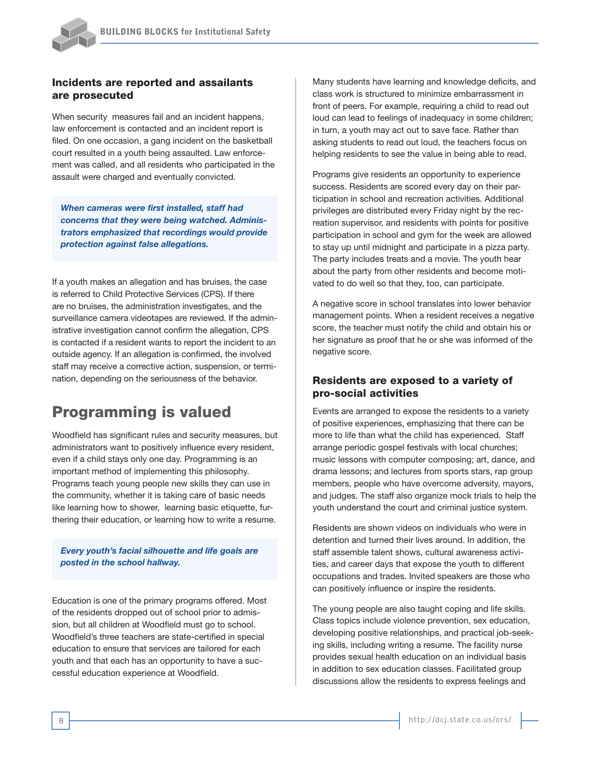### Incidents are reported and assailants are prosecuted

When security measures fail and an incident happens, law enforcement is contacted and an incident report is filed. On one occasion, a gang incident on the basketball court resulted in a youth being assaulted. Law enforcement was called, and all residents who participated in the assault were charged and eventually convicted.

> ***When cameras were first installed, staff had concerns that they were being watched. Administrators emphasized that recordings would provide protection against false allegations.***

If a youth makes an allegation and has bruises, the case is referred to Child Protective Services (CPS). If there are no bruises, the administration investigates, and the surveillance camera videotapes are reviewed. If the administrative investigation cannot confirm the allegation, CPS is contacted if a resident wants to report the incident to an outside agency. If an allegation is confirmed, the involved staff may receive a corrective action, suspension, or termination, depending on the seriousness of the behavior.

## Programming is valued

Woodfield has significant rules and security measures, but administrators want to positively influence every resident, even if a child stays only one day. Programming is an important method of implementing this philosophy. Programs teach young people new skills they can use in the community, whether it is taking care of basic needs like learning how to shower, learning basic etiquette, furthering their education, or learning how to write a resume.

> ***Every youth's facial silhouette and life goals are posted in the school hallway.***

Education is one of the primary programs offered. Most of the residents dropped out of school prior to admission, but all children at Woodfield must go to school. Woodfield's three teachers are state-certified in special education to ensure that services are tailored for each youth and that each has an opportunity to have a successful education experience at Woodfield.

Many students have learning and knowledge deficits, and class work is structured to minimize embarrassment in front of peers. For example, requiring a child to read out loud can lead to feelings of inadequacy in some children; in turn, a youth may act out to save face. Rather than asking students to read out loud, the teachers focus on helping residents to see the value in being able to read.

Programs give residents an opportunity to experience success. Residents are scored every day on their participation in school and recreation activities. Additional privileges are distributed every Friday night by the recreation supervisor, and residents with points for positive participation in school and gym for the week are allowed to stay up until midnight and participate in a pizza party. The party includes treats and a movie. The youth hear about the party from other residents and become motivated to do well so that they, too, can participate.

A negative score in school translates into lower behavior management points. When a resident receives a negative score, the teacher must notify the child and obtain his or her signature as proof that he or she was informed of the negative score.

### Residents are exposed to a variety of pro-social activities

Events are arranged to expose the residents to a variety of positive experiences, emphasizing that there can be more to life than what the child has experienced. Staff arrange periodic gospel festivals with local churches; music lessons with computer composing; art, dance, and drama lessons; and lectures from sports stars, rap group members, people who have overcome adversity, mayors, and judges. The staff also organize mock trials to help the youth understand the court and criminal justice system.

Residents are shown videos on individuals who were in detention and turned their lives around. In addition, the staff assemble talent shows, cultural awareness activities, and career days that expose the youth to different occupations and trades. Invited speakers are those who can positively influence or inspire the residents.

The young people are also taught coping and life skills. Class topics include violence prevention, sex education, developing positive relationships, and practical job-seeking skills, including writing a resume. The facility nurse provides sexual health education on an individual basis in addition to sex education classes. Facilitated group discussions allow the residents to express feelings and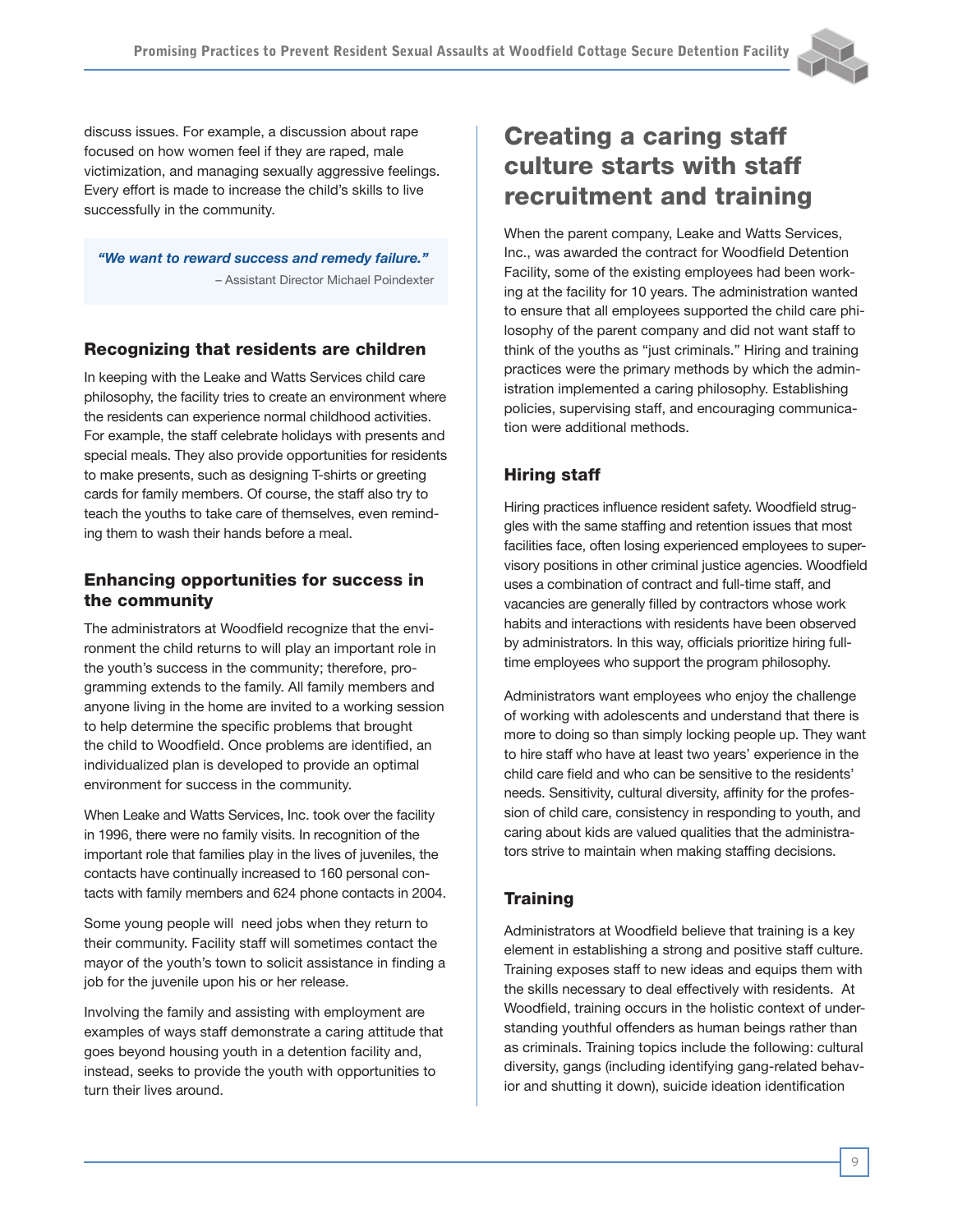discuss issues. For example, a discussion about rape focused on how women feel if they are raped, male victimization, and managing sexually aggressive feelings. Every effort is made to increase the child's skills to live successfully in the community.

> ***"We want to reward success and remedy failure."***
>
> – Assistant Director Michael Poindexter

### Recognizing that residents are children

In keeping with the Leake and Watts Services child care philosophy, the facility tries to create an environment where the residents can experience normal childhood activities. For example, the staff celebrate holidays with presents and special meals. They also provide opportunities for residents to make presents, such as designing T-shirts or greeting cards for family members. Of course, the staff also try to teach the youths to take care of themselves, even reminding them to wash their hands before a meal.

### Enhancing opportunities for success in the community

The administrators at Woodfield recognize that the environment the child returns to will play an important role in the youth's success in the community; therefore, programming extends to the family. All family members and anyone living in the home are invited to a working session to help determine the specific problems that brought the child to Woodfield. Once problems are identified, an individualized plan is developed to provide an optimal environment for success in the community.

When Leake and Watts Services, Inc. took over the facility in 1996, there were no family visits. In recognition of the important role that families play in the lives of juveniles, the contacts have continually increased to 160 personal contacts with family members and 624 phone contacts in 2004.

Some young people will need jobs when they return to their community. Facility staff will sometimes contact the mayor of the youth's town to solicit assistance in finding a job for the juvenile upon his or her release.

Involving the family and assisting with employment are examples of ways staff demonstrate a caring attitude that goes beyond housing youth in a detention facility and, instead, seeks to provide the youth with opportunities to turn their lives around.

## Creating a caring staff culture starts with staff recruitment and training

When the parent company, Leake and Watts Services, Inc., was awarded the contract for Woodfield Detention Facility, some of the existing employees had been working at the facility for 10 years. The administration wanted to ensure that all employees supported the child care philosophy of the parent company and did not want staff to think of the youths as "just criminals." Hiring and training practices were the primary methods by which the administration implemented a caring philosophy. Establishing policies, supervising staff, and encouraging communication were additional methods.

### Hiring staff

Hiring practices influence resident safety. Woodfield struggles with the same staffing and retention issues that most facilities face, often losing experienced employees to supervisory positions in other criminal justice agencies. Woodfield uses a combination of contract and full-time staff, and vacancies are generally filled by contractors whose work habits and interactions with residents have been observed by administrators. In this way, officials prioritize hiring full-time employees who support the program philosophy.

Administrators want employees who enjoy the challenge of working with adolescents and understand that there is more to doing so than simply locking people up. They want to hire staff who have at least two years' experience in the child care field and who can be sensitive to the residents' needs. Sensitivity, cultural diversity, affinity for the profession of child care, consistency in responding to youth, and caring about kids are valued qualities that the administrators strive to maintain when making staffing decisions.

### Training

Administrators at Woodfield believe that training is a key element in establishing a strong and positive staff culture. Training exposes staff to new ideas and equips them with the skills necessary to deal effectively with residents. At Woodfield, training occurs in the holistic context of understanding youthful offenders as human beings rather than as criminals. Training topics include the following: cultural diversity, gangs (including identifying gang-related behavior and shutting it down), suicide ideation identification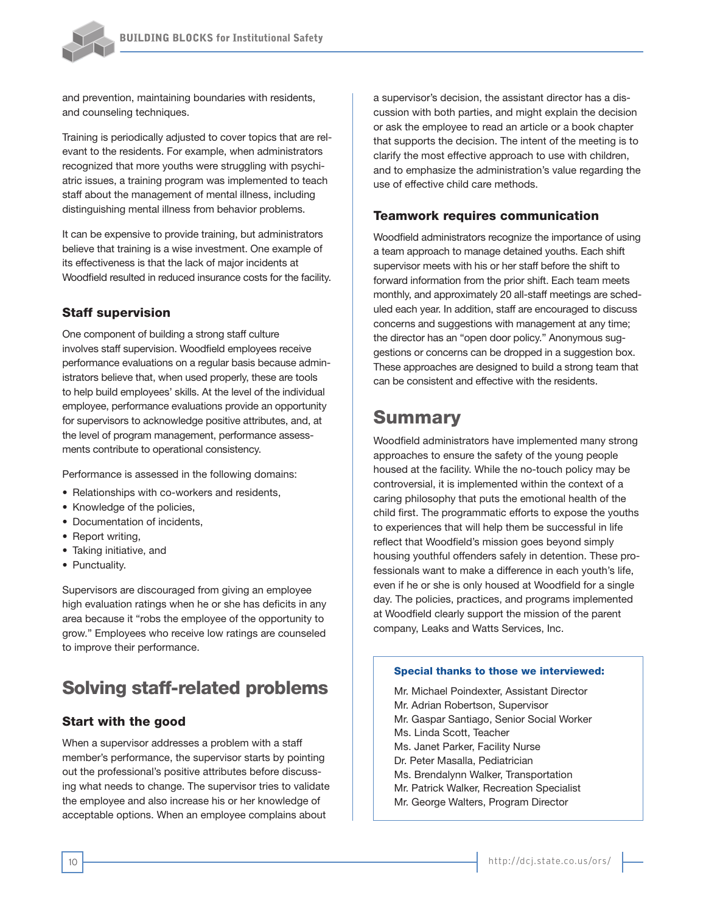and prevention, maintaining boundaries with residents, and counseling techniques.

Training is periodically adjusted to cover topics that are relevant to the residents. For example, when administrators recognized that more youths were struggling with psychiatric issues, a training program was implemented to teach staff about the management of mental illness, including distinguishing mental illness from behavior problems.

It can be expensive to provide training, but administrators believe that training is a wise investment. One example of its effectiveness is that the lack of major incidents at Woodfield resulted in reduced insurance costs for the facility.

### Staff supervision

One component of building a strong staff culture involves staff supervision. Woodfield employees receive performance evaluations on a regular basis because administrators believe that, when used properly, these are tools to help build employees' skills. At the level of the individual employee, performance evaluations provide an opportunity for supervisors to acknowledge positive attributes, and, at the level of program management, performance assessments contribute to operational consistency.

Performance is assessed in the following domains:

- Relationships with co-workers and residents,
- Knowledge of the policies,
- Documentation of incidents,
- Report writing,
- Taking initiative, and
- Punctuality.

Supervisors are discouraged from giving an employee high evaluation ratings when he or she has deficits in any area because it "robs the employee of the opportunity to grow." Employees who receive low ratings are counseled to improve their performance.

## Solving staff-related problems

### Start with the good

When a supervisor addresses a problem with a staff member's performance, the supervisor starts by pointing out the professional's positive attributes before discussing what needs to change. The supervisor tries to validate the employee and also increase his or her knowledge of acceptable options. When an employee complains about a supervisor's decision, the assistant director has a discussion with both parties, and might explain the decision or ask the employee to read an article or a book chapter that supports the decision. The intent of the meeting is to clarify the most effective approach to use with children, and to emphasize the administration's value regarding the use of effective child care methods.

### Teamwork requires communication

Woodfield administrators recognize the importance of using a team approach to manage detained youths. Each shift supervisor meets with his or her staff before the shift to forward information from the prior shift. Each team meets monthly, and approximately 20 all-staff meetings are scheduled each year. In addition, staff are encouraged to discuss concerns and suggestions with management at any time; the director has an "open door policy." Anonymous suggestions or concerns can be dropped in a suggestion box. These approaches are designed to build a strong team that can be consistent and effective with the residents.

## Summary

Woodfield administrators have implemented many strong approaches to ensure the safety of the young people housed at the facility. While the no-touch policy may be controversial, it is implemented within the context of a caring philosophy that puts the emotional health of the child first. The programmatic efforts to expose the youths to experiences that will help them be successful in life reflect that Woodfield's mission goes beyond simply housing youthful offenders safely in detention. These professionals want to make a difference in each youth's life, even if he or she is only housed at Woodfield for a single day. The policies, practices, and programs implemented at Woodfield clearly support the mission of the parent company, Leaks and Watts Services, Inc.

**Special thanks to those we interviewed:**

Mr. Michael Poindexter, Assistant Director
Mr. Adrian Robertson, Supervisor
Mr. Gaspar Santiago, Senior Social Worker
Ms. Linda Scott, Teacher
Ms. Janet Parker, Facility Nurse
Dr. Peter Masalla, Pediatrician
Ms. Brendalynn Walker, Transportation
Mr. Patrick Walker, Recreation Specialist
Mr. George Walters, Program Director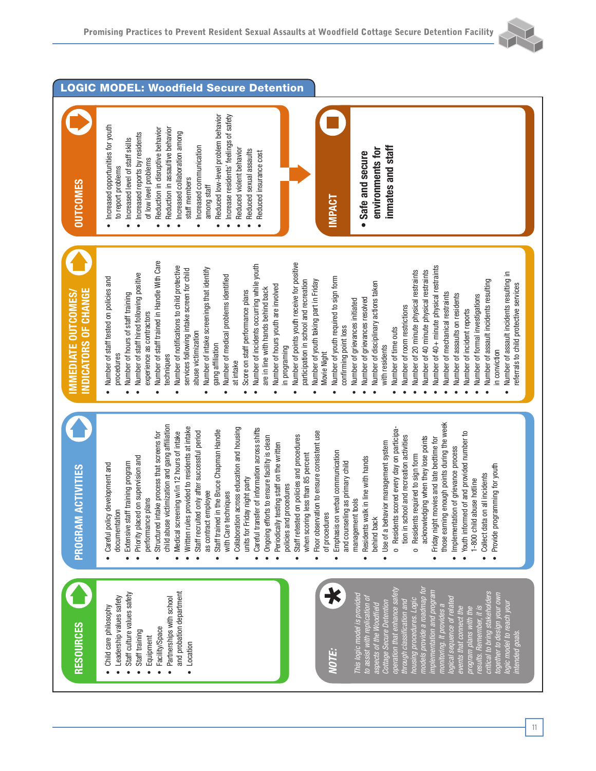## LOGIC MODEL: Woodfield Secure Detention

### RESOURCES

- Child care philosophy
- Leadership values safety
- Staff culture values safety
- Staff training
- Equipment
- Facility/Space
- Partnerships with school and probation department
- Location

### PROGRAM ACTIVITIES

- Careful policy development and documentation
- Extensive staff training program
- Priority placed on supervision and performance plans
- Structured intake process that screens for child abuse victimization and gang affiliation
- Medical screening w/in 12 hours of intake
- Written rules provided to residents at intake
- Staff recruited only after successful period as contract employee
- Staff trained in the Bruce Chapman Handle with Care techniques
- Collaboration across education and housing units for Friday night party
- Careful transfer of information across shifts
- Ongoing efforts to ensure facility is clean
- Periodically testing staff on the written policies and procedures
- Staff retested on policies and procedures when scoring less than 85 percent
- Floor observation to ensure consistent use of procedures
- Emphasis on verbal communication and counseling as primary child management tools
- Residents walk in line with hands behind back
- Use of a behavior management system
  - o Residents scored every day on participation in school and recreation activities
  - o Residents required to sign form acknowledging when they lose points
- Friday night movies and late bedtime for those earning enough points during the week
- Implementation of grievance process
- Youth informed of and provided number to 1-800 child abuse hotline
- Collect data on all incidents
- Provide programming for youth

### IMMEDIATE OUTCOMES/ INDICATORS OF CHANGE

- Number of staff tested on policies and procedures
- Number of hours of staff training
- Number of staff hired following positive experience as contractors
- Number of staff trained in Handle With Care techniques
- Number of notifications to child protective services following intake screen for child abuse victimization
- Number of intake screenings that identify gang affiliation
- Number of medical problems identified at intake
- Score on staff performance plans
- Number of incidents occurring while youth are in line with hands behind back
- Number of hours youth are involved in programing
- Number of points youth receive for positive participation in school and recreation
- Number of youth taking part in Friday Movie Night
- Number of youth required to sign form confirming point loss
- Number of grievances initiated
- Number of grievances resolved
- Number of disciplinary actions taken with residents
- Number of time outs
- Number of room restrictions
- Number of 20 minute physical restraints
- Number of 40 minute physical restraints
- Number of 40+ minute physical restraints
- Number of mechanical restraints
- Number of assaults on residents
- Number of incident reports
- Number of formal investigations
- Number of assault incidents resulting in conviction
- Number of assault incidents resulting in referrals to child protective services

### OUTCOMES

- Increased opportunities for youth to report problems
- Increased level of staff skills
- Increased reports by residents of low level problems
- Reduction in disruptive behavior
- Reduction in assaultive behavior
- Increased collaboration among staff members
- Increased communication among staff
- Reduced low-level problem behavior
- Increase residents' feelings of safety
- Reduced violent behavior
- Reduced sexual assaults
- Reduced insurance cost

### IMPACT

- **Safe and secure environments for inmates and staff**

### NOTE:

*This logic model is provided to assist with replication of aspects of the Woodfield Cottage Secure Detention operation that enhance safety through classification and housing procedures. Logic models provide a roadmap for implementation and program monitoring. It provides a logical sequence of related events that connect the program plans with the results. Remember, it is critical to bring stakeholders together to design your own logic model to reach your intended goals.*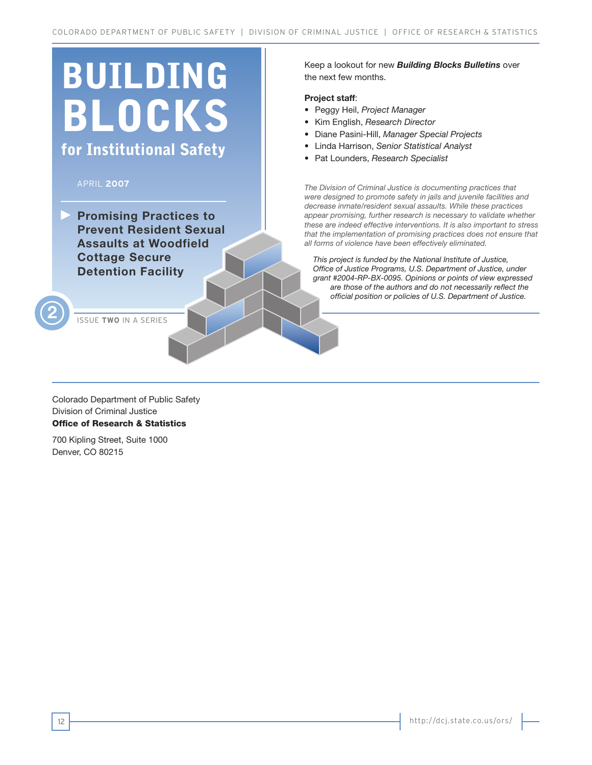# BUILDING BLOCKS

## for Institutional Safety

APRIL **2007**

### ▶ Promising Practices to Prevent Resident Sexual Assaults at Woodfield Cottage Secure Detention Facility

2

ISSUE **TWO** IN A SERIES

Keep a lookout for new ***Building Blocks Bulletins*** over the next few months.

**Project staff**:

- Peggy Heil, *Project Manager*
- Kim English, *Research Director*
- Diane Pasini-Hill, *Manager Special Projects*
- Linda Harrison, *Senior Statistical Analyst*
- Pat Lounders, *Research Specialist*

*The Division of Criminal Justice is documenting practices that were designed to promote safety in jails and juvenile facilities and decrease inmate/resident sexual assaults. While these practices appear promising, further research is necessary to validate whether these are indeed effective interventions. It is also important to stress that the implementation of promising practices does not ensure that all forms of violence have been effectively eliminated.*

*This project is funded by the National Institute of Justice, Office of Justice Programs, U.S. Department of Justice, under grant #2004-RP-BX-0095. Opinions or points of view expressed are those of the authors and do not necessarily reflect the official position or policies of U.S. Department of Justice.*

Colorado Department of Public Safety
Division of Criminal Justice
**Office of Research & Statistics**

700 Kipling Street, Suite 1000
Denver, CO 80215

http://dcj.state.co.us/ors/